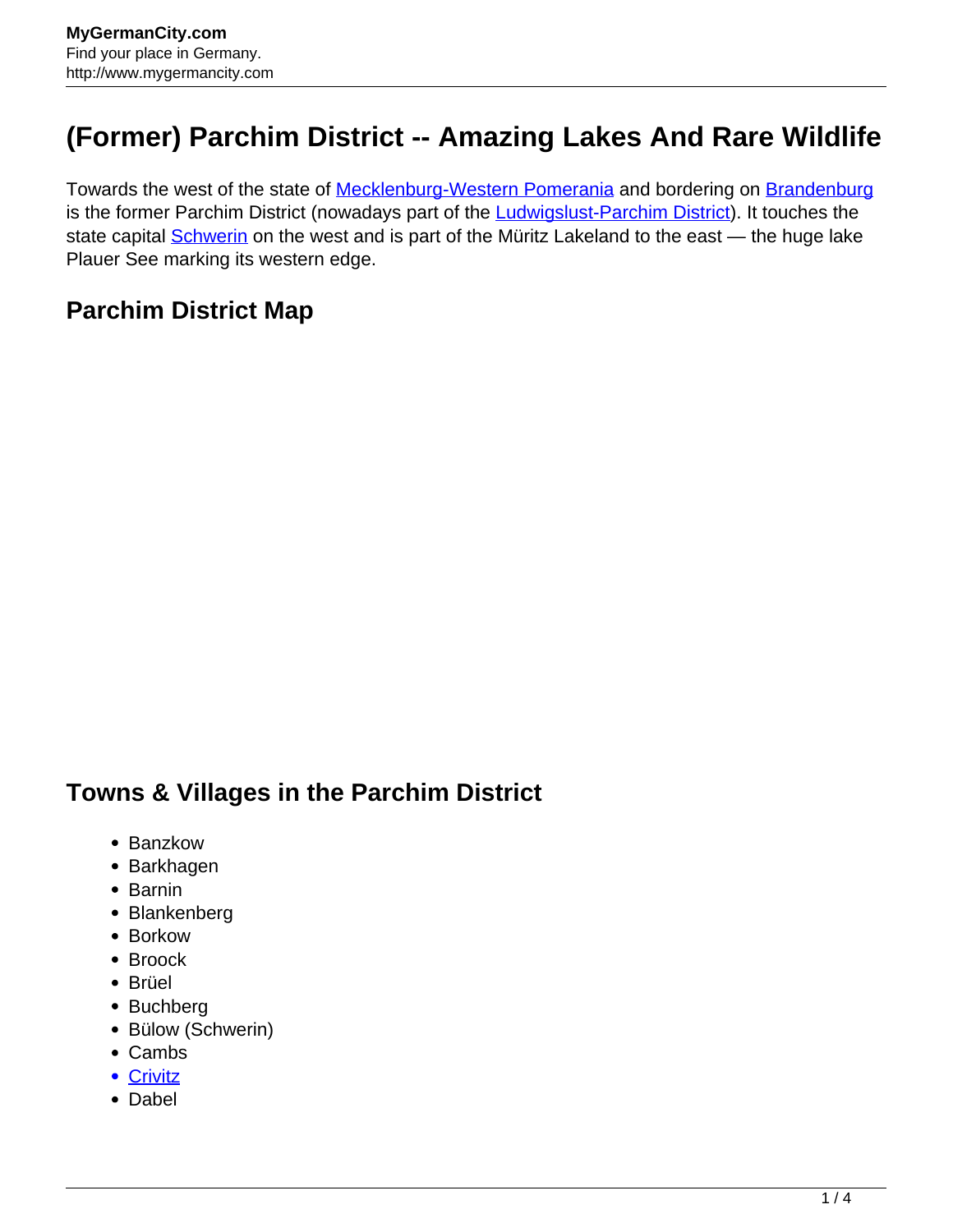# (Former) Parchim District -- Amazing Lakes And Rare Wildlife

Towards the west of the state of Mecklenburg-Western Pomerania and bordering on Brandenburg is the former Parchim District (nowadays part of the Ludwigslust-Parchim District). It touches the state capital Schwerin on the west and is part of the Müritz Lakeland to the east — the huge lake Plauer See marking its western edge.

## Parchim District Map

## Towns & Villages in the Parchim District

- Banzkow
- Barkhagen
- Barnin
- Blankenberg
- Borkow
- Broock
- Brüel
- Buchberg
- Bülow (Schwerin)
- Cambs
- Crivitz
- Dabel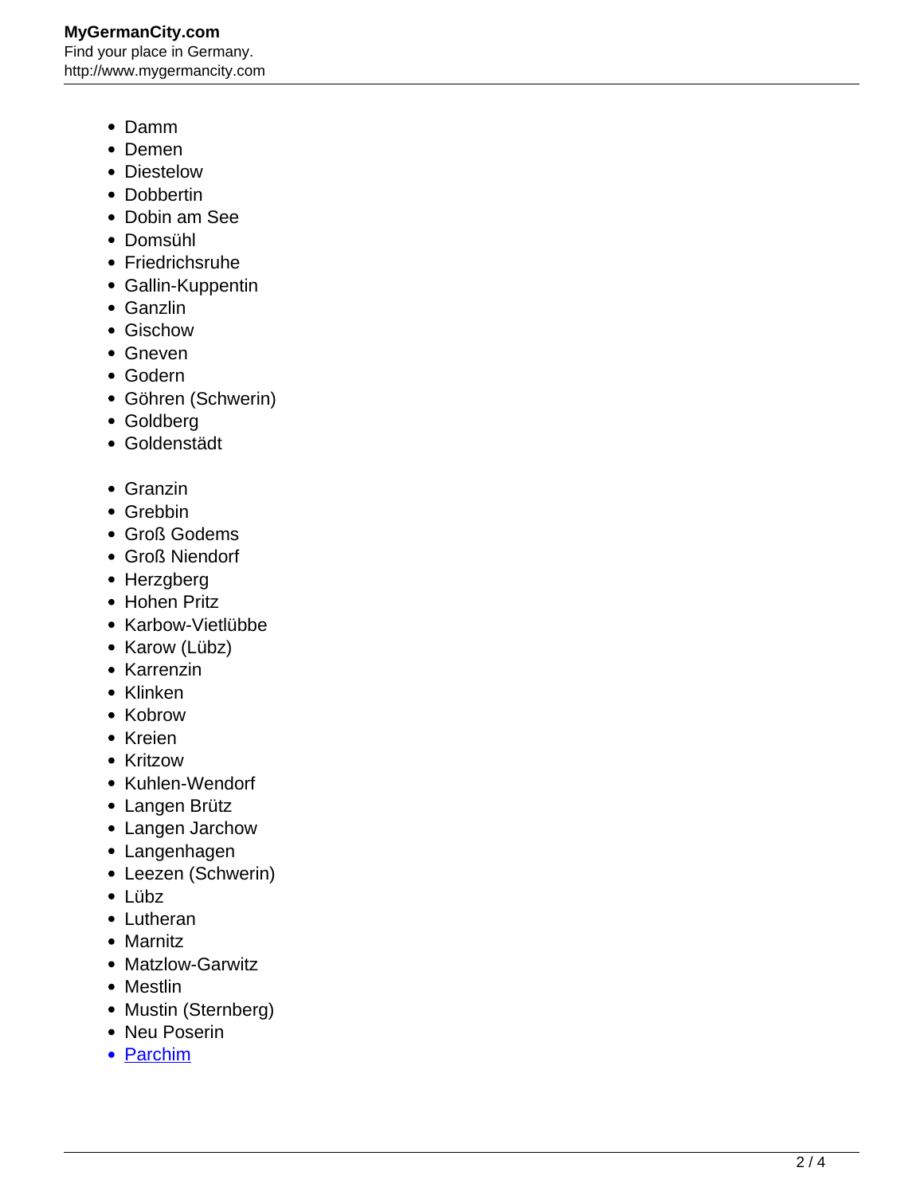- Damm
- Demen
- Diestelow
- Dobbertin
- Dobin am See
- Domsühl
- Friedrichsruhe
- Gallin-Kuppentin
- Ganzlin
- Gischow
- Gneven
- Godern
- Göhren (Schwerin)
- Goldberg
- Goldenstädt

- Granzin
- Grebbin
- Groß Godems
- Groß Niendorf
- Herzgberg
- Hohen Pritz
- Karbow-Vietlübbe
- Karow (Lübz)
- Karrenzin
- Klinken
- Kobrow
- Kreien
- Kritzow
- Kuhlen-Wendorf
- Langen Brütz
- Langen Jarchow
- Langenhagen
- Leezen (Schwerin)
- Lübz
- Lutheran
- Marnitz
- Matzlow-Garwitz
- Mestlin
- Mustin (Sternberg)
- Neu Poserin
- Parchim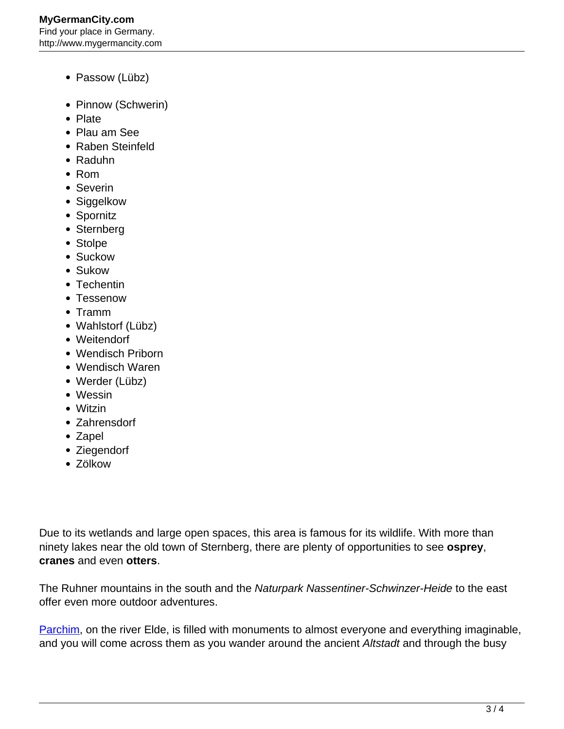- Passow (Lübz)
- Pinnow (Schwerin)
- Plate
- Plau am See
- Raben Steinfeld
- Raduhn
- Rom
- Severin
- Siggelkow
- Spornitz
- Sternberg
- Stolpe
- Suckow
- Sukow
- Techentin
- Tessenow
- Tramm
- Wahlstorf (Lübz)
- Weitendorf
- Wendisch Priborn
- Wendisch Waren
- Werder (Lübz)
- Wessin
- Witzin
- Zahrensdorf
- Zapel
- Ziegendorf
- Zölkow

Due to its wetlands and large open spaces, this area is famous for its wildlife. With more than ninety lakes near the old town of Sternberg, there are plenty of opportunities to see **osprey**, **cranes** and even **otters**.

The Ruhner mountains in the south and the *Naturpark Nassentiner-Schwinzer-Heide* to the east offer even more outdoor adventures.

Parchim, on the river Elde, is filled with monuments to almost everyone and everything imaginable, and you will come across them as you wander around the ancient *Altstadt* and through the busy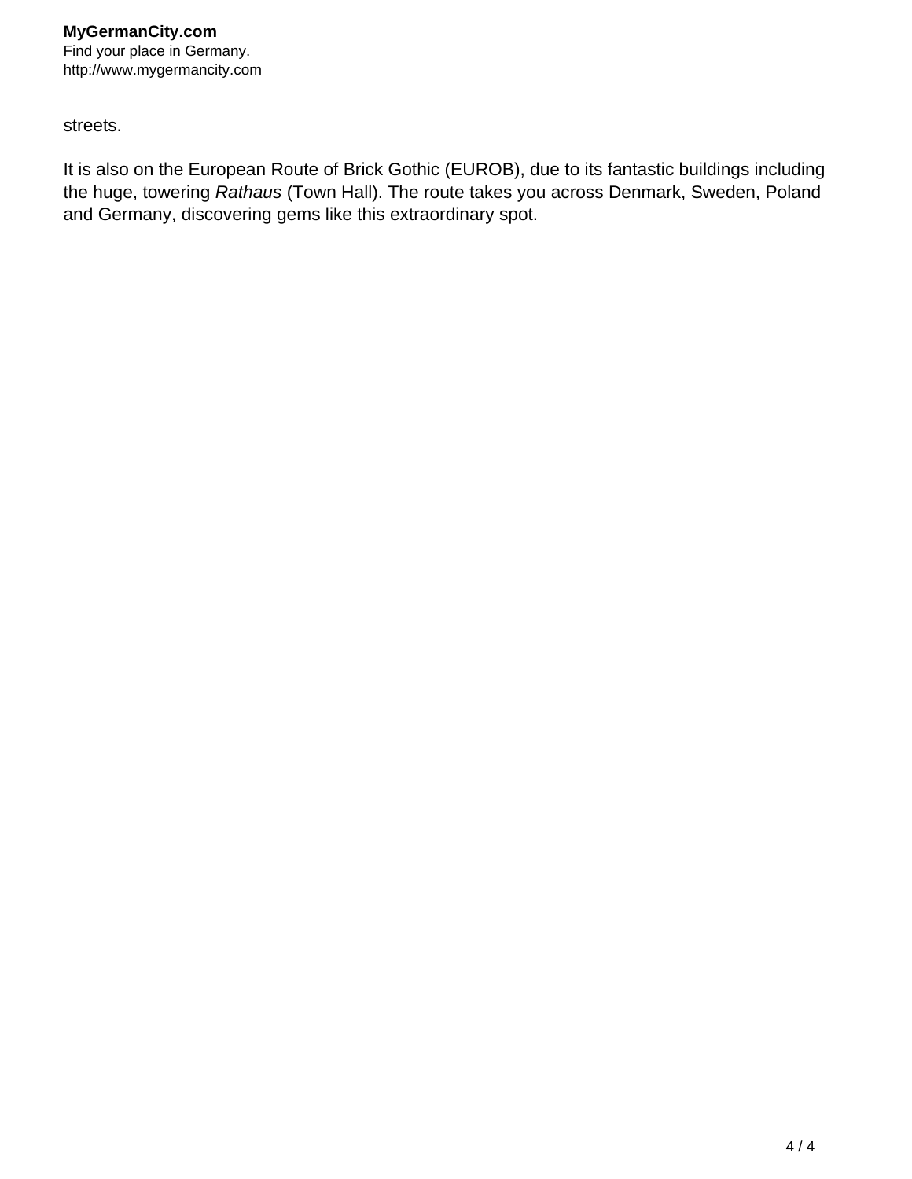streets.

It is also on the European Route of Brick Gothic (EUROB), due to its fantastic buildings including the huge, towering *Rathaus* (Town Hall). The route takes you across Denmark, Sweden, Poland and Germany, discovering gems like this extraordinary spot.